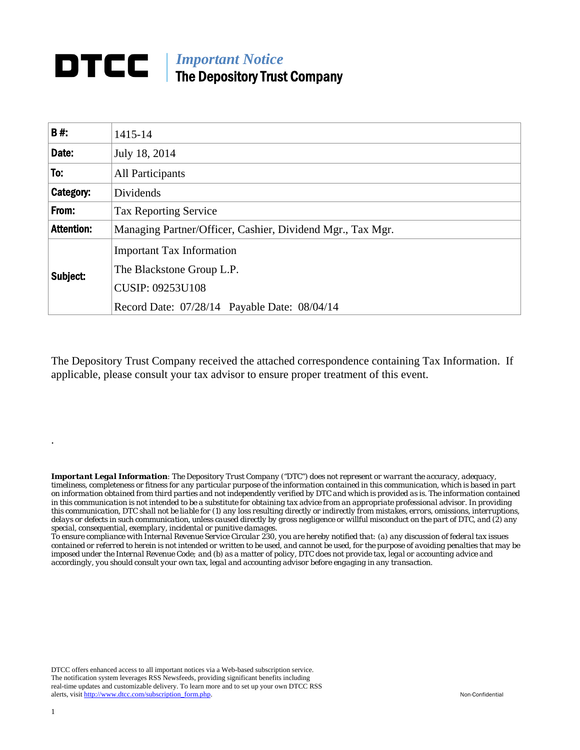# DTCC

## *Important Notice*
## The Depository Trust Company

| | |
|---|---|
| **B #:** | 1415-14 |
| **Date:** | July 18, 2014 |
| **To:** | All Participants |
| **Category:** | Dividends |
| **From:** | Tax Reporting Service |
| **Attention:** | Managing Partner/Officer, Cashier, Dividend Mgr., Tax Mgr. |
| **Subject:** | Important Tax Information<br>The Blackstone Group L.P.<br>CUSIP: 09253U108<br>Record Date: 07/28/14 Payable Date: 08/04/14 |

The Depository Trust Company received the attached correspondence containing Tax Information. If applicable, please consult your tax advisor to ensure proper treatment of this event.

.

***Important Legal Information***: The Depository Trust Company ("DTC") does not represent or warrant the accuracy, adequacy, timeliness, completeness or fitness for any particular purpose of the information contained in this communication, which is based in part on information obtained from third parties and not independently verified by DTC and which is provided as is. The information contained in this communication is not intended to be a substitute for obtaining tax advice from an appropriate professional advisor. In providing this communication, DTC shall not be liable for (1) any loss resulting directly or indirectly from mistakes, errors, omissions, interruptions, delays or defects in such communication, unless caused directly by gross negligence or willful misconduct on the part of DTC, and (2) any special, consequential, exemplary, incidental or punitive damages.
To ensure compliance with Internal Revenue Service Circular 230, you are hereby notified that: (a) any discussion of federal tax issues contained or referred to herein is not intended or written to be used, and cannot be used, for the purpose of avoiding penalties that may be imposed under the Internal Revenue Code; and (b) as a matter of policy, DTC does not provide tax, legal or accounting advice and accordingly, you should consult your own tax, legal and accounting advisor before engaging in any transaction.

DTCC offers enhanced access to all important notices via a Web-based subscription service. The notification system leverages RSS Newsfeeds, providing significant benefits including real-time updates and customizable delivery. To learn more and to set up your own DTCC RSS alerts, visit http://www.dtcc.com/subscription_form.php.

Non-Confidential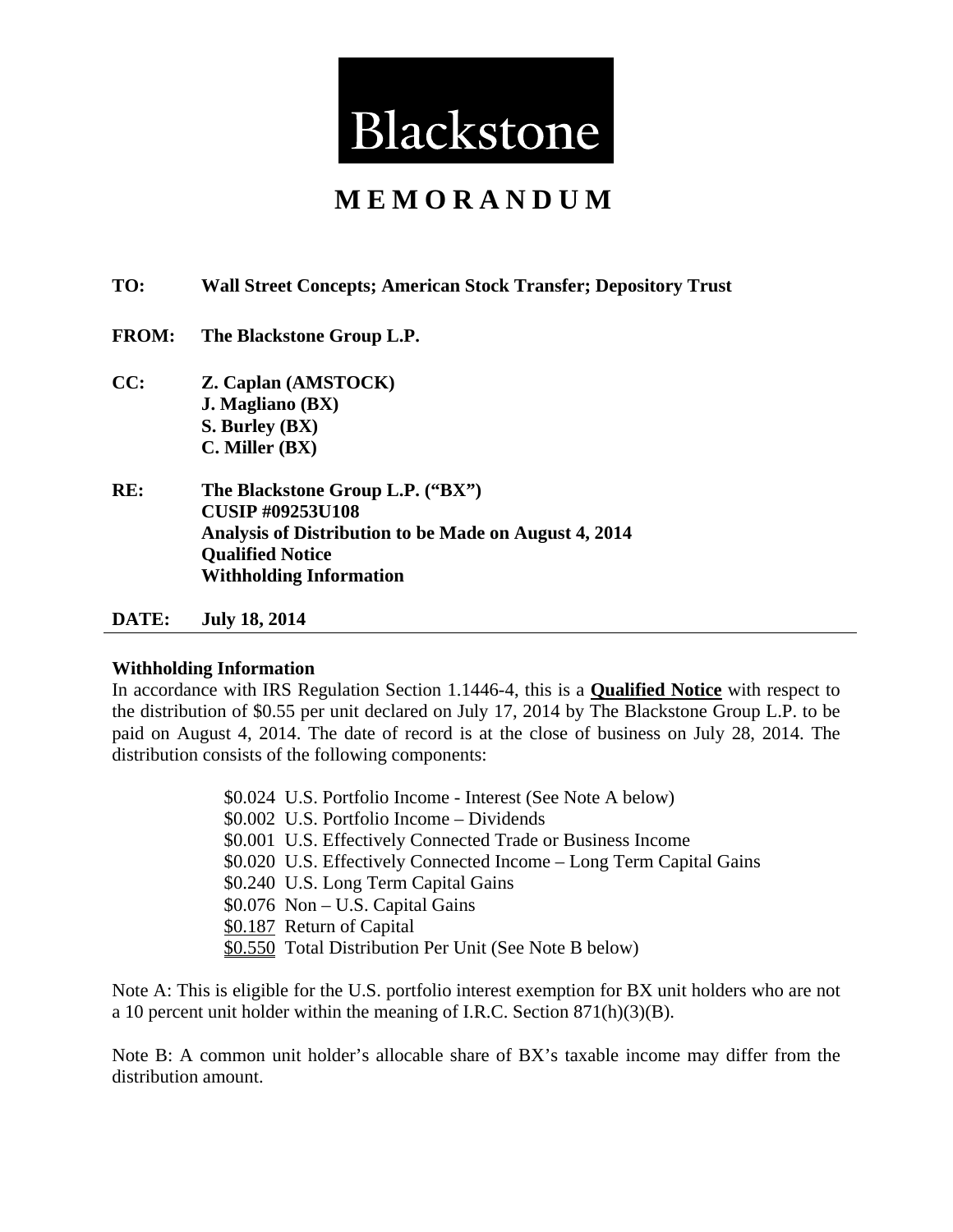Blackstone

# MEMORANDUM

**TO:** **Wall Street Concepts; American Stock Transfer; Depository Trust**

**FROM:** **The Blackstone Group L.P.**

**CC:** **Z. Caplan (AMSTOCK)**
**J. Magliano (BX)**
**S. Burley (BX)**
**C. Miller (BX)**

**RE:** **The Blackstone Group L.P. ("BX")**
**CUSIP #09253U108**
**Analysis of Distribution to be Made on August 4, 2014**
**Qualified Notice**
**Withholding Information**

**DATE:** **July 18, 2014**

---

**Withholding Information**

In accordance with IRS Regulation Section 1.1446-4, this is a **Qualified Notice** with respect to the distribution of $0.55 per unit declared on July 17, 2014 by The Blackstone Group L.P. to be paid on August 4, 2014. The date of record is at the close of business on July 28, 2014. The distribution consists of the following components:

| | |
|---|---|
| $0.024 | U.S. Portfolio Income - Interest (See Note A below) |
| $0.002 | U.S. Portfolio Income – Dividends |
| $0.001 | U.S. Effectively Connected Trade or Business Income |
| $0.020 | U.S. Effectively Connected Income – Long Term Capital Gains |
| $0.240 | U.S. Long Term Capital Gains |
| $0.076 | Non – U.S. Capital Gains |
| $0.187 | Return of Capital |
| $0.550 | Total Distribution Per Unit (See Note B below) |

Note A: This is eligible for the U.S. portfolio interest exemption for BX unit holders who are not a 10 percent unit holder within the meaning of I.R.C. Section 871(h)(3)(B).

Note B: A common unit holder's allocable share of BX's taxable income may differ from the distribution amount.